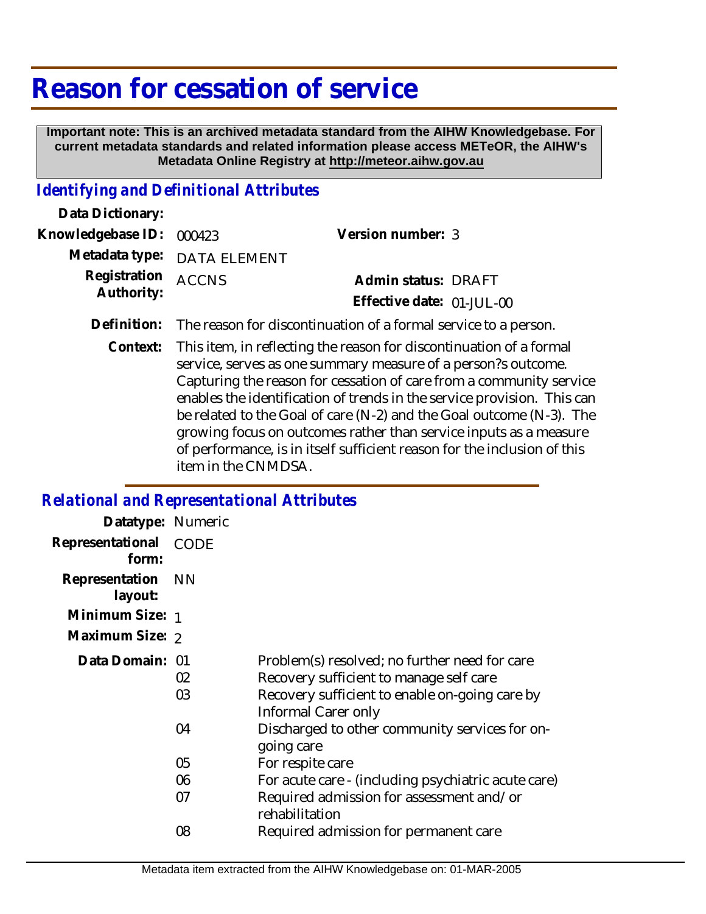# Reason for cessation of service

**Important note: This is an archived metadata standard from the AIHW Knowledgebase. For current metadata standards and related information please access METeOR, the AIHW's Metadata Online Registry at http://meteor.aihw.gov.au**

## *Identifying and Definitional Attributes*

**Data Dictionary:**

**Knowledgebase ID:** 000423

**Version number:** 3

**Metadata type:** DATA ELEMENT

**Registration Authority:** ACCNS

**Admin status:** DRAFT

**Effective date:** 01-JUL-00

**Definition:** The reason for discontinuation of a formal service to a person.

**Context:** This item, in reflecting the reason for discontinuation of a formal service, serves as one summary measure of a person?s outcome. Capturing the reason for cessation of care from a community service enables the identification of trends in the service provision. This can be related to the Goal of care (N-2) and the Goal outcome (N-3). The growing focus on outcomes rather than service inputs as a measure of performance, is in itself sufficient reason for the inclusion of this item in the CNMDSA.

## *Relational and Representational Attributes*

**Datatype:** Numeric

**Representational form:** CODE

**Representation layout:** NN

**Minimum Size:** 1

**Maximum Size:** 2

**Data Domain:**

| Code | Description |
|---|---|
| 01 | Problem(s) resolved; no further need for care |
| 02 | Recovery sufficient to manage self care |
| 03 | Recovery sufficient to enable on-going care by Informal Carer only |
| 04 | Discharged to other community services for on-going care |
| 05 | For respite care |
| 06 | For acute care - (including psychiatric acute care) |
| 07 | Required admission for assessment and/or rehabilitation |
| 08 | Required admission for permanent care |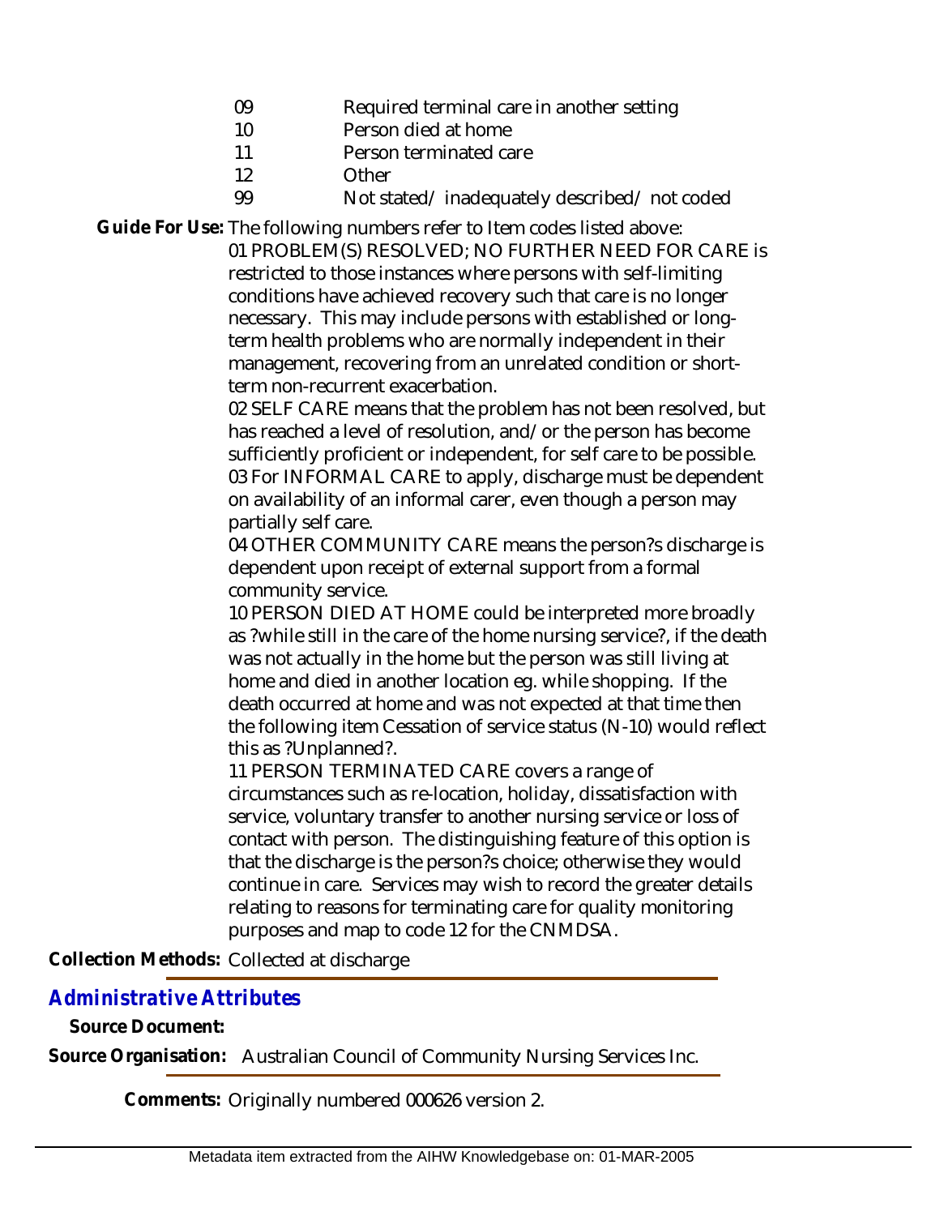| | |
|---|---|
| 09 | Required terminal care in another setting |
| 10 | Person died at home |
| 11 | Person terminated care |
| 12 | Other |
| 99 | Not stated/ inadequately described/ not coded |

**Guide For Use:** The following numbers refer to Item codes listed above:

01 PROBLEM(S) RESOLVED; NO FURTHER NEED FOR CARE is restricted to those instances where persons with self-limiting conditions have achieved recovery such that care is no longer necessary. This may include persons with established or long-term health problems who are normally independent in their management, recovering from an unrelated condition or short-term non-recurrent exacerbation.

02 SELF CARE means that the problem has not been resolved, but has reached a level of resolution, and/or the person has become sufficiently proficient or independent, for self care to be possible.

03 For INFORMAL CARE to apply, discharge must be dependent on availability of an informal carer, even though a person may partially self care.

04 OTHER COMMUNITY CARE means the person?s discharge is dependent upon receipt of external support from a formal community service.

10 PERSON DIED AT HOME could be interpreted more broadly as ?while still in the care of the home nursing service?, if the death was not actually in the home but the person was still living at home and died in another location eg. while shopping. If the death occurred at home and was not expected at that time then the following item Cessation of service status (N-10) would reflect this as ?Unplanned?.

11 PERSON TERMINATED CARE covers a range of circumstances such as re-location, holiday, dissatisfaction with service, voluntary transfer to another nursing service or loss of contact with person. The distinguishing feature of this option is that the discharge is the person?s choice; otherwise they would continue in care. Services may wish to record the greater details relating to reasons for terminating care for quality monitoring purposes and map to code 12 for the CNMDSA.

**Collection Methods:** Collected at discharge

## *Administrative Attributes*

**Source Document:**

**Source Organisation:** Australian Council of Community Nursing Services Inc.

**Comments:** Originally numbered 000626 version 2.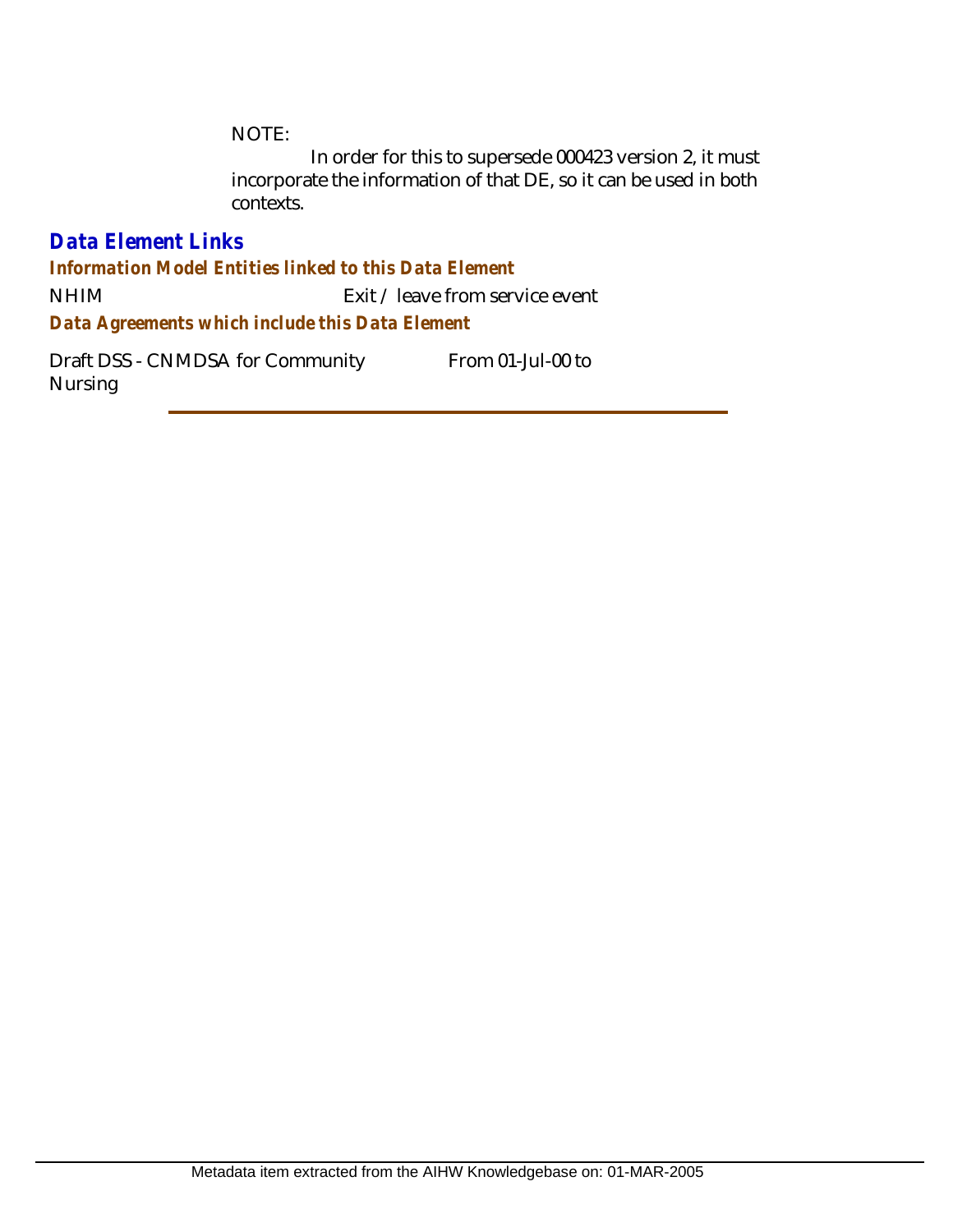NOTE:

In order for this to supersede 000423 version 2, it must incorporate the information of that DE, so it can be used in both contexts.

## Data Element Links

### Information Model Entities linked to this Data Element

| | |
|---|---|
| NHIM | Exit / leave from service event |

### Data Agreements which include this Data Element

| | |
|---|---|
| Draft DSS - CNMDSA for Community Nursing | From 01-Jul-00 to |